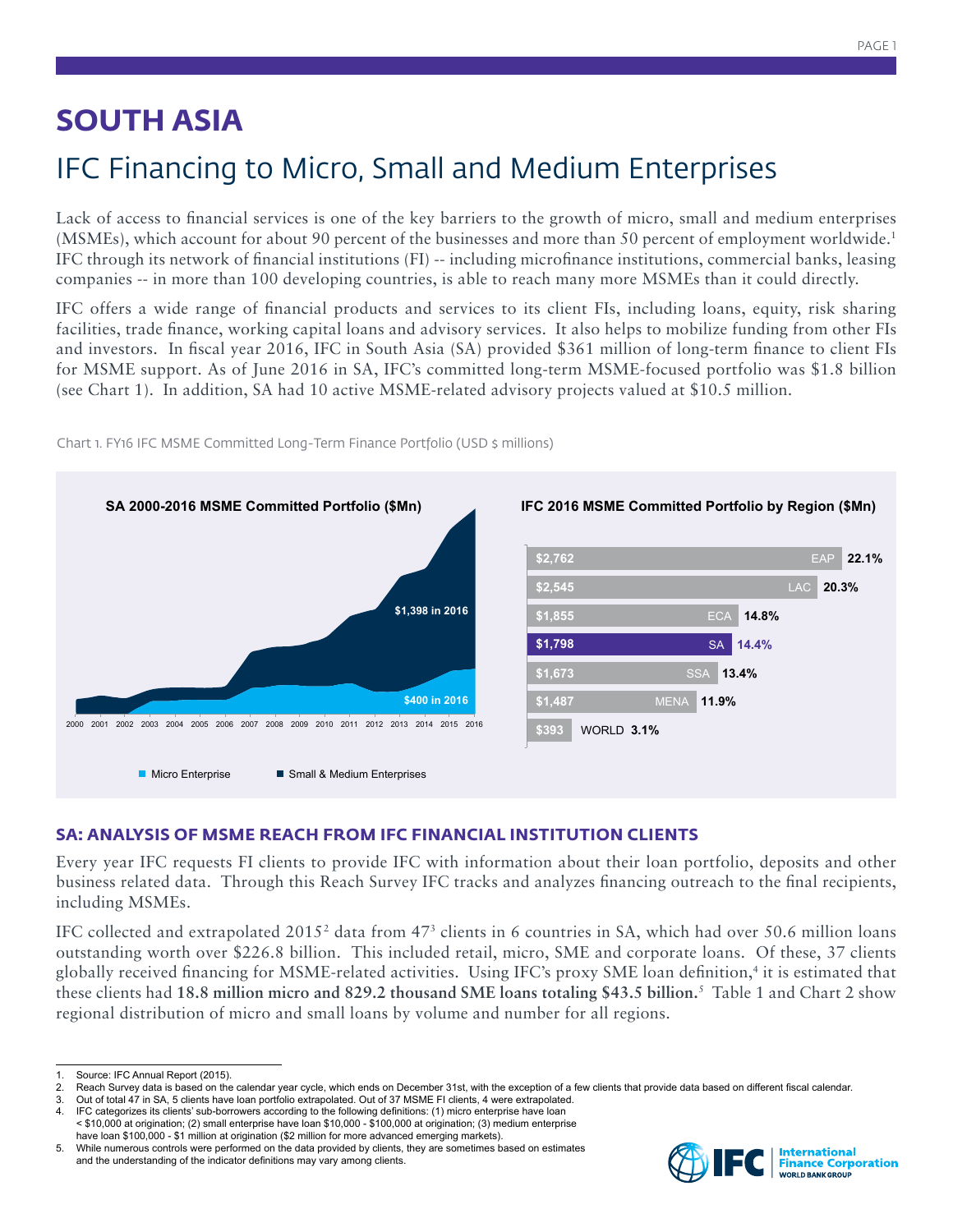# SOUTH ASIA

## IFC Financing to Micro, Small and Medium Enterprises

Lack of access to financial services is one of the key barriers to the growth of micro, small and medium enterprises (MSMEs), which account for about 90 percent of the businesses and more than 50 percent of employment worldwide.[1] IFC through its network of financial institutions (FI) -- including microfinance institutions, commercial banks, leasing companies -- in more than 100 developing countries, is able to reach many more MSMEs than it could directly.

IFC offers a wide range of financial products and services to its client FIs, including loans, equity, risk sharing facilities, trade finance, working capital loans and advisory services. It also helps to mobilize funding from other FIs and investors. In fiscal year 2016, IFC in South Asia (SA) provided $361 million of long-term finance to client FIs for MSME support. As of June 2016 in SA, IFC's committed long-term MSME-focused portfolio was $1.8 billion (see Chart 1). In addition, SA had 10 active MSME-related advisory projects valued at $10.5 million.

Chart 1. FY16 IFC MSME Committed Long-Term Finance Portfolio (USD $ millions)

**SA 2000-2016 MSME Committed Portfolio ($Mn)**

Micro Enterprise: $400 in 2016; Small & Medium Enterprises: $1,398 in 2016

**IFC 2016 MSME Committed Portfolio by Region ($Mn)**

| Region | Portfolio ($Mn) | Share |
|---|---|---|
| EAP | $2,762 | 22.1% |
| LAC | $2,545 | 20.3% |
| ECA | $1,855 | 14.8% |
| SA | $1,798 | 14.4% |
| SSA | $1,673 | 13.4% |
| MENA | $1,487 | 11.9% |
| WORLD | $393 | 3.1% |

### SA: ANALYSIS OF MSME REACH FROM IFC FINANCIAL INSTITUTION CLIENTS

Every year IFC requests FI clients to provide IFC with information about their loan portfolio, deposits and other business related data. Through this Reach Survey IFC tracks and analyzes financing outreach to the final recipients, including MSMEs.

IFC collected and extrapolated 2015[2] data from 47[3] clients in 6 countries in SA, which had over 50.6 million loans outstanding worth over $226.8 billion. This included retail, micro, SME and corporate loans. Of these, 37 clients globally received financing for MSME-related activities. Using IFC's proxy SME loan definition,[4] it is estimated that these clients had **18.8 million micro and 829.2 thousand SME loans totaling $43.5 billion.**[5] Table 1 and Chart 2 show regional distribution of micro and small loans by volume and number for all regions.

---

1. Source: IFC Annual Report (2015).
2. Reach Survey data is based on the calendar year cycle, which ends on December 31st, with the exception of a few clients that provide data based on different fiscal calendar.
3. Out of total 47 in SA, 5 clients have loan portfolio extrapolated. Out of 37 MSME FI clients, 4 were extrapolated.
4. IFC categorizes its clients' sub-borrowers according to the following definitions: (1) micro enterprise have loan < $10,000 at origination; (2) small enterprise have loan $10,000 - $100,000 at origination; (3) medium enterprise have loan $100,000 - $1 million at origination ($2 million for more advanced emerging markets).
5. While numerous controls were performed on the data provided by clients, they are sometimes based on estimates and the understanding of the indicator definitions may vary among clients.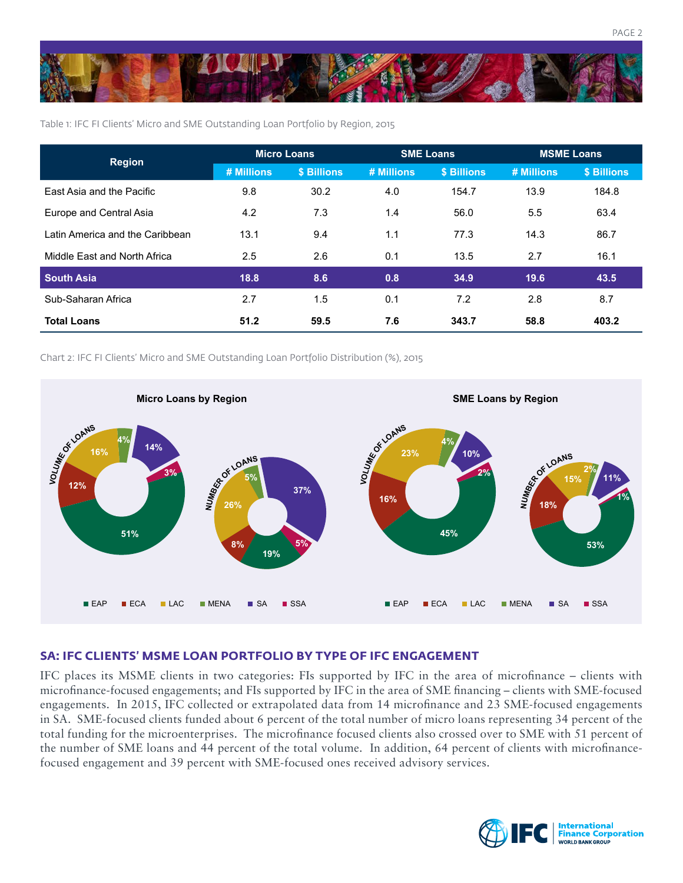Table 1: IFC FI Clients' Micro and SME Outstanding Loan Portfolio by Region, 2015

| Region | Micro Loans | | SME Loans | | MSME Loans | |
|---|---|---|---|---|---|---|
| | # Millions | $ Billions | # Millions | $ Billions | # Millions | $ Billions |
| East Asia and the Pacific | 9.8 | 30.2 | 4.0 | 154.7 | 13.9 | 184.8 |
| Europe and Central Asia | 4.2 | 7.3 | 1.4 | 56.0 | 5.5 | 63.4 |
| Latin America and the Caribbean | 13.1 | 9.4 | 1.1 | 77.3 | 14.3 | 86.7 |
| Middle East and North Africa | 2.5 | 2.6 | 0.1 | 13.5 | 2.7 | 16.1 |
| **South Asia** | **18.8** | **8.6** | **0.8** | **34.9** | **19.6** | **43.5** |
| Sub-Saharan Africa | 2.7 | 1.5 | 0.1 | 7.2 | 2.8 | 8.7 |
| **Total Loans** | **51.2** | **59.5** | **7.6** | **343.7** | **58.8** | **403.2** |

Chart 2: IFC FI Clients' Micro and SME Outstanding Loan Portfolio Distribution (%), 2015

**Micro Loans by Region**

| | EAP | ECA | LAC | MENA | SA | SSA |
|---|---|---|---|---|---|---|
| Volume of Loans | 51% | 12% | 16% | 4% | 14% | 3% |
| Number of Loans | 19% | 8% | 26% | 5% | 37% | 5% |

**SME Loans by Region**

| | EAP | ECA | LAC | MENA | SA | SSA |
|---|---|---|---|---|---|---|
| Volume of Loans | 45% | 16% | 23% | 4% | 10% | 2% |
| Number of Loans | 53% | 18% | 15% | 2% | 11% | 1% |

## SA: IFC CLIENTS' MSME LOAN PORTFOLIO BY TYPE OF IFC ENGAGEMENT

IFC places its MSME clients in two categories: FIs supported by IFC in the area of microfinance – clients with microfinance-focused engagements; and FIs supported by IFC in the area of SME financing – clients with SME-focused engagements. In 2015, IFC collected or extrapolated data from 14 microfinance and 23 SME-focused engagements in SA. SME-focused clients funded about 6 percent of the total number of micro loans representing 34 percent of the total funding for the microenterprises. The microfinance focused clients also crossed over to SME with 51 percent of the number of SME loans and 44 percent of the total volume. In addition, 64 percent of clients with microfinance-focused engagement and 39 percent with SME-focused ones received advisory services.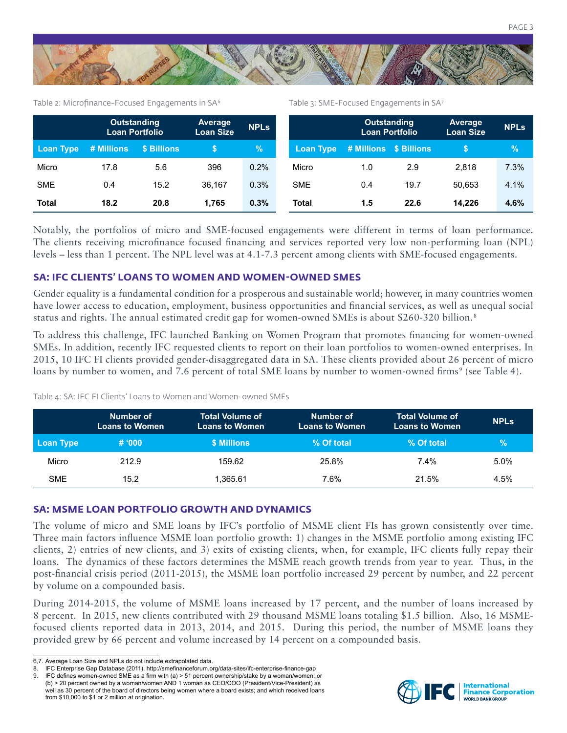Table 2: Microfinance-Focused Engagements in SA[6]

| | Outstanding Loan Portfolio | | Average Loan Size | NPLs |
|---|---|---|---|---|
| Loan Type | # Millions | $ Billions | $ | % |
| Micro | 17.8 | 5.6 | 396 | 0.2% |
| SME | 0.4 | 15.2 | 36,167 | 0.3% |
| **Total** | **18.2** | **20.8** | **1,765** | **0.3%** |

Table 3: SME-Focused Engagements in SA[7]

| | Outstanding Loan Portfolio | | Average Loan Size | NPLs |
|---|---|---|---|---|
| Loan Type | # Millions | $ Billions | $ | % |
| Micro | 1.0 | 2.9 | 2,818 | 7.3% |
| SME | 0.4 | 19.7 | 50,653 | 4.1% |
| **Total** | **1.5** | **22.6** | **14,226** | **4.6%** |

Notably, the portfolios of micro and SME-focused engagements were different in terms of loan performance. The clients receiving microfinance focused financing and services reported very low non-performing loan (NPL) levels – less than 1 percent. The NPL level was at 4.1-7.3 percent among clients with SME-focused engagements.

## SA: IFC CLIENTS' LOANS TO WOMEN AND WOMEN-OWNED SMES

Gender equality is a fundamental condition for a prosperous and sustainable world; however, in many countries women have lower access to education, employment, business opportunities and financial services, as well as unequal social status and rights. The annual estimated credit gap for women-owned SMEs is about $260-320 billion.[8]

To address this challenge, IFC launched Banking on Women Program that promotes financing for women-owned SMEs. In addition, recently IFC requested clients to report on their loan portfolios to women-owned enterprises. In 2015, 10 IFC FI clients provided gender-disaggregated data in SA. These clients provided about 26 percent of micro loans by number to women, and 7.6 percent of total SME loans by number to women-owned firms[9] (see Table 4).

Table 4: SA: IFC FI Clients' Loans to Women and Women-owned SMEs

| | Number of Loans to Women | Total Volume of Loans to Women | Number of Loans to Women | Total Volume of Loans to Women | NPLs |
|---|---|---|---|---|---|
| Loan Type | # '000 | $ Millions | % Of total | % Of total | % |
| Micro | 212.9 | 159.62 | 25.8% | 7.4% | 5.0% |
| SME | 15.2 | 1,365.61 | 7.6% | 21.5% | 4.5% |

## SA: MSME LOAN PORTFOLIO GROWTH AND DYNAMICS

The volume of micro and SME loans by IFC's portfolio of MSME client FIs has grown consistently over time. Three main factors influence MSME loan portfolio growth: 1) changes in the MSME portfolio among existing IFC clients, 2) entries of new clients, and 3) exits of existing clients, when, for example, IFC clients fully repay their loans. The dynamics of these factors determines the MSME reach growth trends from year to year. Thus, in the post-financial crisis period (2011-2015), the MSME loan portfolio increased 29 percent by number, and 22 percent by volume on a compounded basis.

During 2014-2015, the volume of MSME loans increased by 17 percent, and the number of loans increased by 8 percent. In 2015, new clients contributed with 29 thousand MSME loans totaling $1.5 billion. Also, 16 MSME-focused clients reported data in 2013, 2014, and 2015. During this period, the number of MSME loans they provided grew by 66 percent and volume increased by 14 percent on a compounded basis.

---

6,7. Average Loan Size and NPLs do not include extrapolated data.
8. IFC Enterprise Gap Database (2011). http://smefinanceforum.org/data-sites/ifc-enterprise-finance-gap
9. IFC defines women-owned SME as a firm with (a) > 51 percent ownership/stake by a woman/women; or (b) > 20 percent owned by a woman/women AND 1 woman as CEO/COO (President/Vice-President) as well as 30 percent of the board of directors being women where a board exists; and which received loans from $10,000 to $1 or 2 million at origination.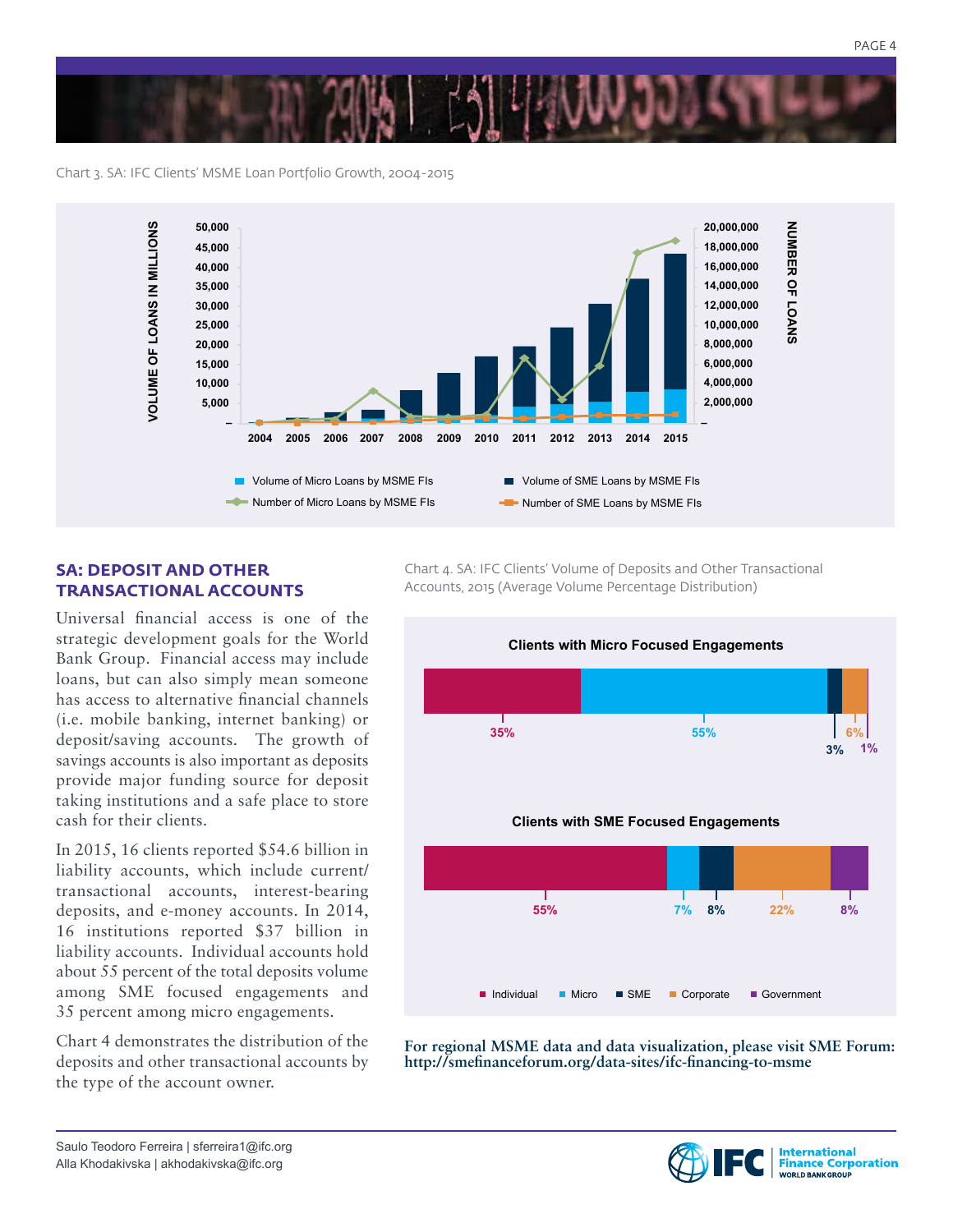Chart 3. SA: IFC Clients' MSME Loan Portfolio Growth, 2004-2015

VOLUME OF LOANS IN MILLIONS

50,000
45,000
40,000
35,000
30,000
25,000
20,000
15,000
10,000
5,000
–

NUMBER OF LOANS

20,000,000
18,000,000
16,000,000
14,000,000
12,000,000
10,000,000
8,000,000
6,000,000
4,000,000
2,000,000
–

2004 2005 2006 2007 2008 2009 2010 2011 2012 2013 2014 2015

Volume of Micro Loans by MSME FIs
Volume of SME Loans by MSME FIs
Number of Micro Loans by MSME FIs
Number of SME Loans by MSME FIs

## SA: DEPOSIT AND OTHER TRANSACTIONAL ACCOUNTS

Universal financial access is one of the strategic development goals for the World Bank Group. Financial access may include loans, but can also simply mean someone has access to alternative financial channels (i.e. mobile banking, internet banking) or deposit/saving accounts. The growth of savings accounts is also important as deposits provide major funding source for deposit taking institutions and a safe place to store cash for their clients.

In 2015, 16 clients reported $54.6 billion in liability accounts, which include current/transactional accounts, interest-bearing deposits, and e-money accounts. In 2014, 16 institutions reported $37 billion in liability accounts. Individual accounts hold about 55 percent of the total deposits volume among SME focused engagements and 35 percent among micro engagements.

Chart 4 demonstrates the distribution of the deposits and other transactional accounts by the type of the account owner.

Chart 4. SA: IFC Clients' Volume of Deposits and Other Transactional Accounts, 2015 (Average Volume Percentage Distribution)

Clients with Micro Focused Engagements

35%
55%
3%
6%
1%

Clients with SME Focused Engagements

55%
7%
8%
22%
8%

Individual
Micro
SME
Corporate
Government

**For regional MSME data and data visualization, please visit SME Forum: http://smefinanceforum.org/data-sites/ifc-financing-to-msme**

Saulo Teodoro Ferreira | sferreira1@ifc.org
Alla Khodakivska | akhodakivska@ifc.org